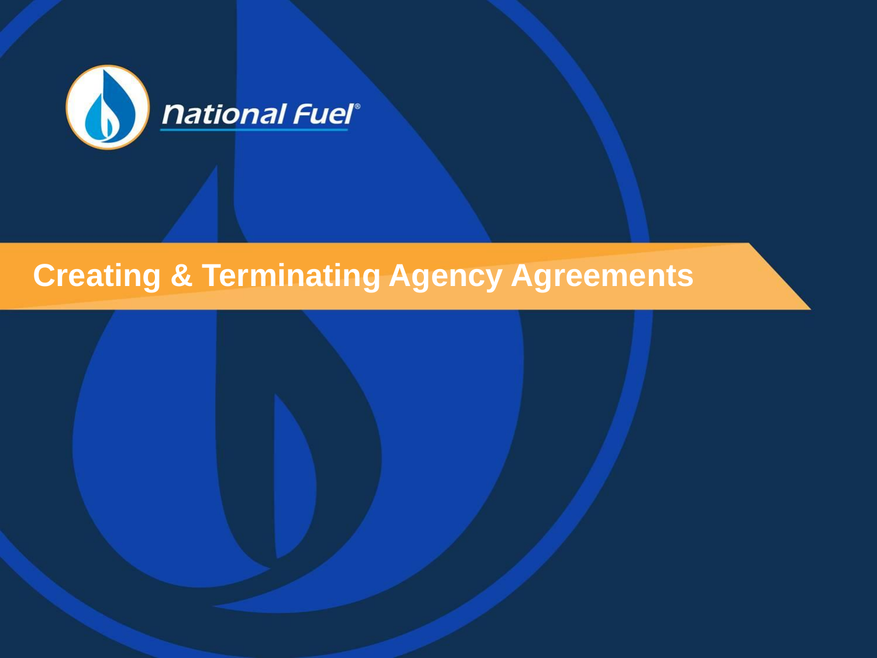National Fuel®

# Creating & Terminating Agency Agreements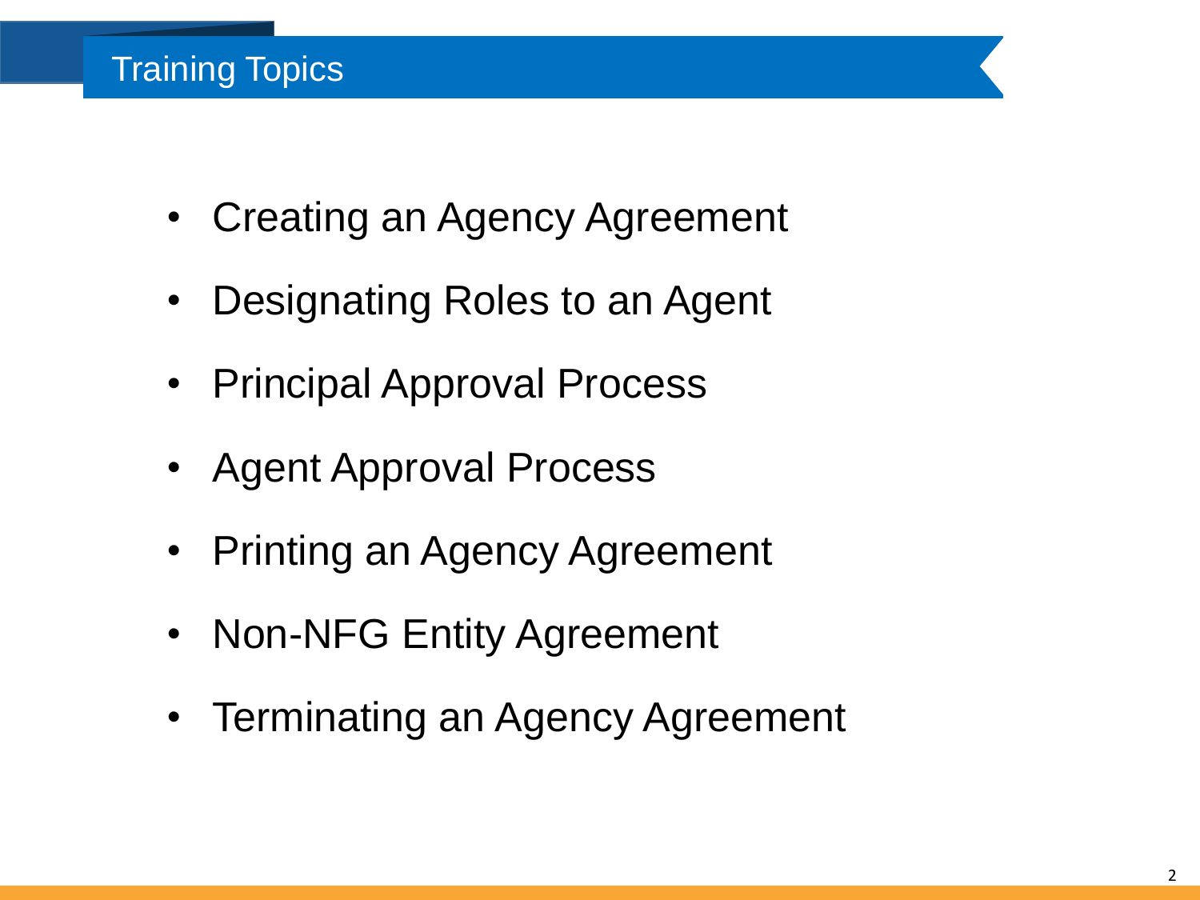## Training Topics

- Creating an Agency Agreement
- Designating Roles to an Agent
- Principal Approval Process
- Agent Approval Process
- Printing an Agency Agreement
- Non-NFG Entity Agreement
- Terminating an Agency Agreement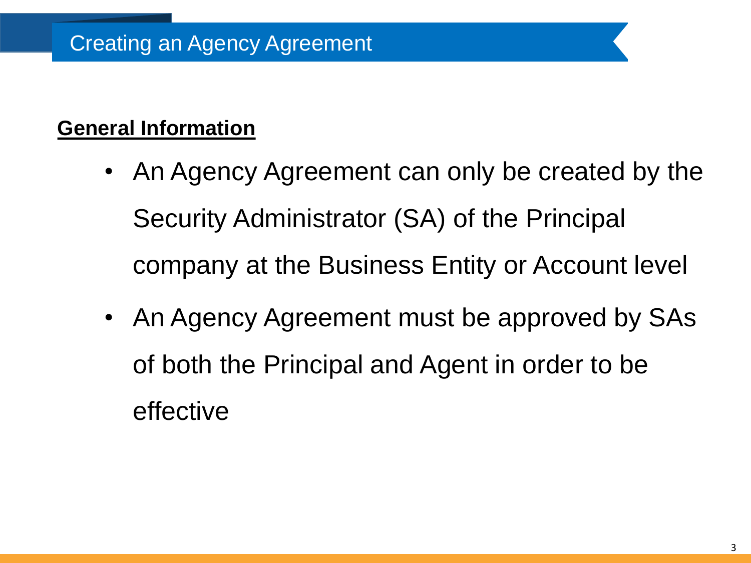# Creating an Agency Agreement

**General Information**

- An Agency Agreement can only be created by the Security Administrator (SA) of the Principal company at the Business Entity or Account level
- An Agency Agreement must be approved by SAs of both the Principal and Agent in order to be effective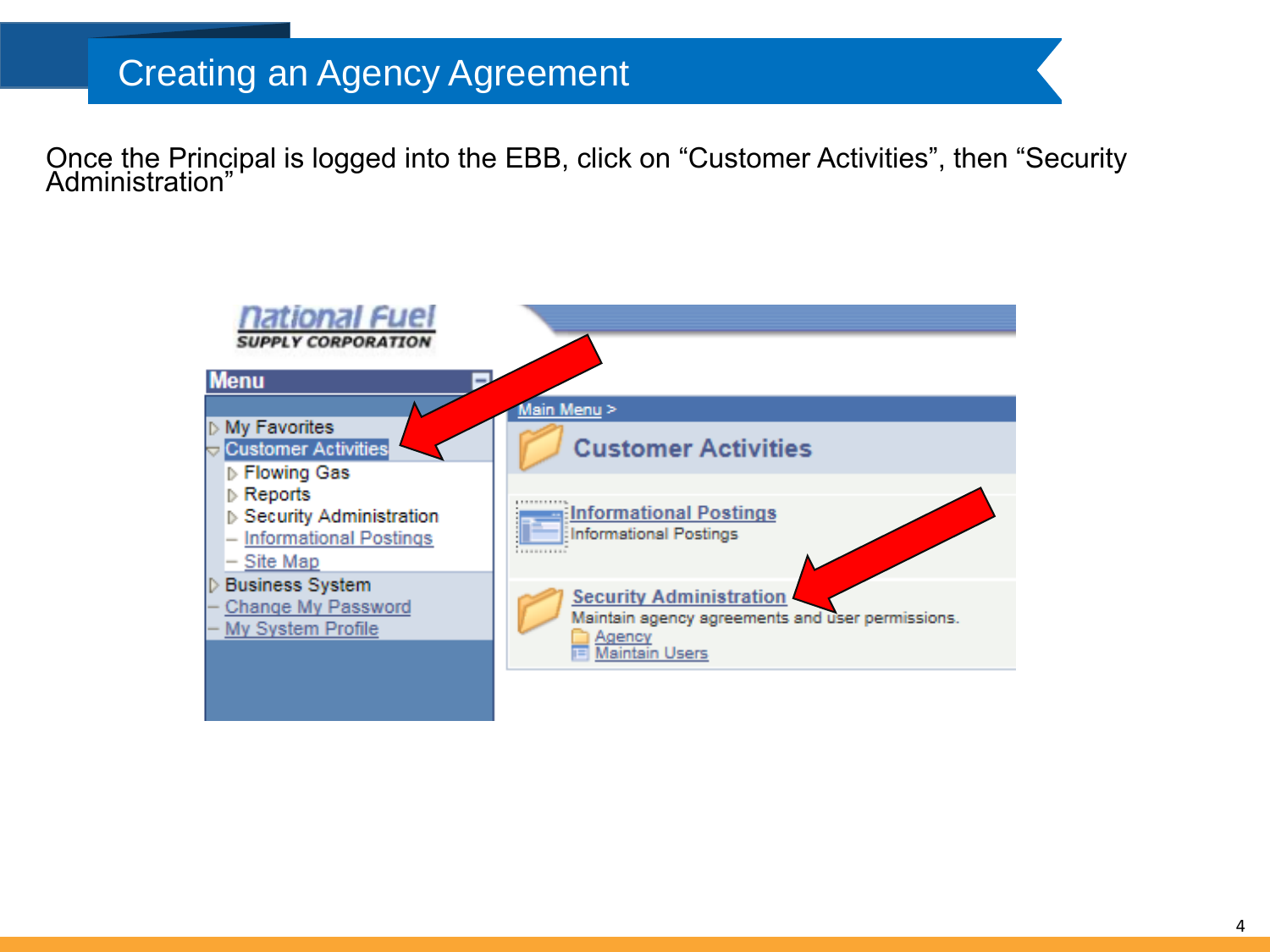# Creating an Agency Agreement

Once the Principal is logged into the EBB, click on "Customer Activities", then "Security Administration"

National Fuel SUPPLY CORPORATION

**Menu**

- My Favorites
- Customer Activities
  - Flowing Gas
  - Reports
  - Security Administration
  - Informational Postings
  - Site Map
- Business System
- Change My Password
- My System Profile

Main Menu >

**Customer Activities**

**Informational Postings**
Informational Postings

**Security Administration**
Maintain agency agreements and user permissions.
Agency
Maintain Users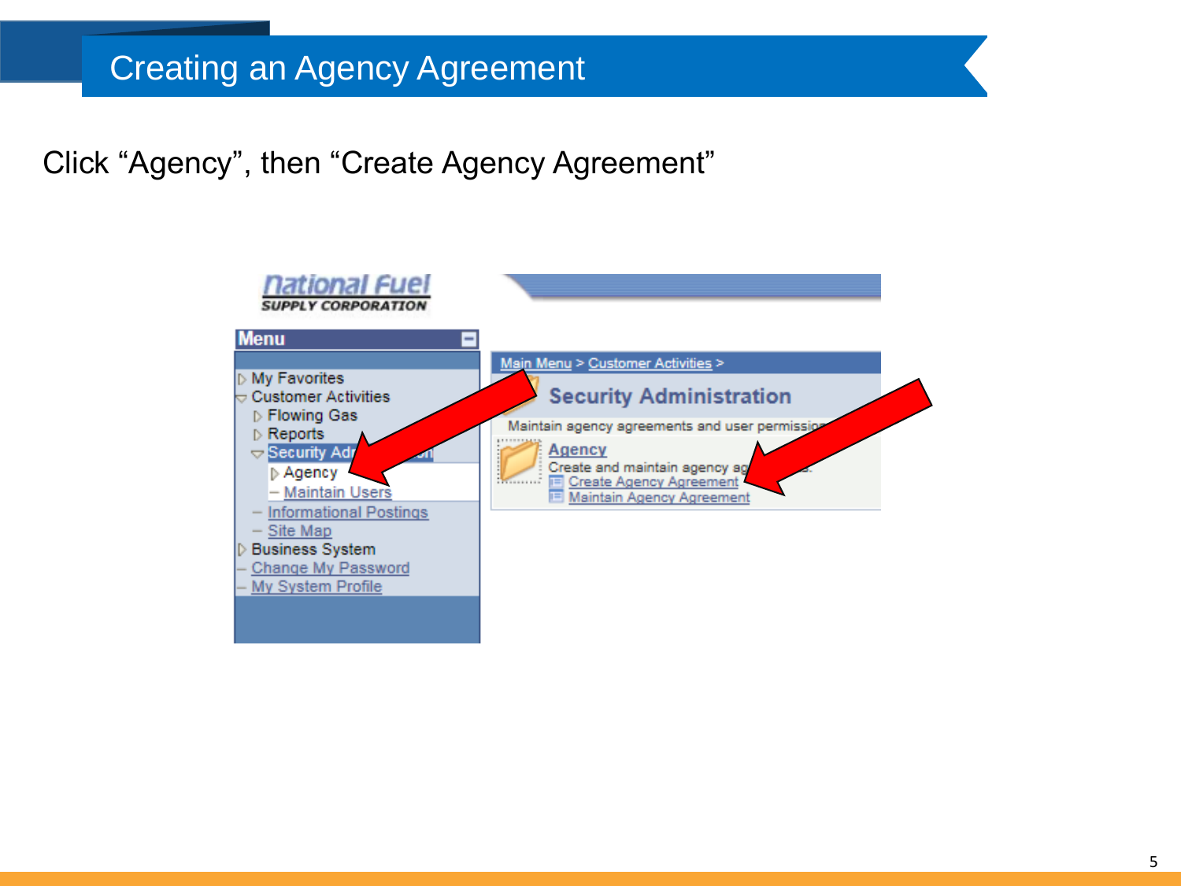# Creating an Agency Agreement

Click “Agency”, then “Create Agency Agreement”

National Fuel
SUPPLY CORPORATION

Menu

- My Favorites
- Customer Activities
  - Flowing Gas
  - Reports
  - Security Administration
    - Agency
    - Maintain Users
  - Informational Postings
  - Site Map
- Business System
- Change My Password
- My System Profile

Main Menu > Customer Activities >

## Security Administration

Maintain agency agreements and user permissions.

**Agency**

Create and maintain agency agreements.

- Create Agency Agreement
- Maintain Agency Agreement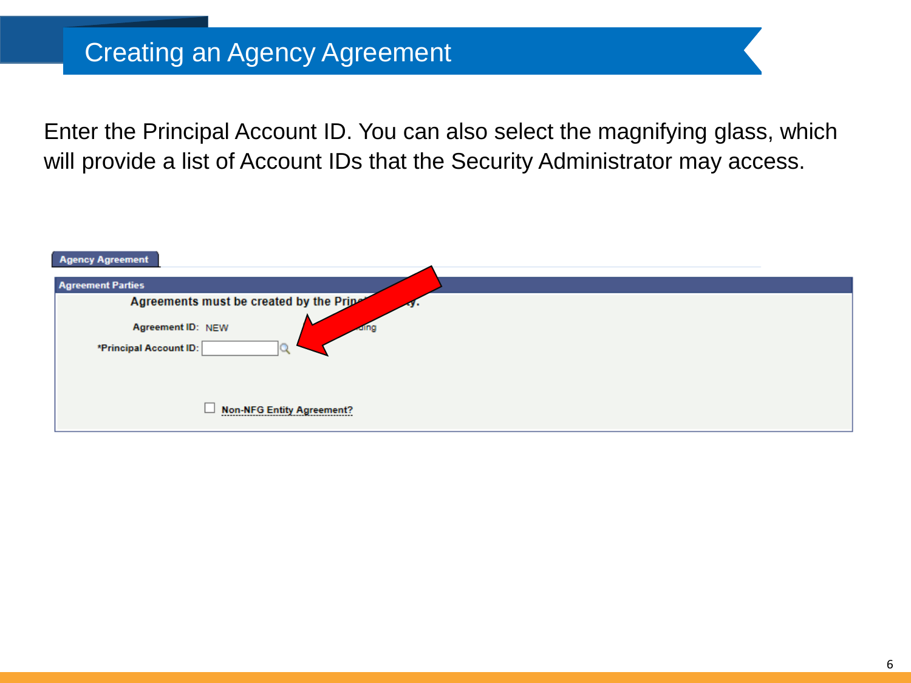# Creating an Agency Agreement

Enter the Principal Account ID. You can also select the magnifying glass, which will provide a list of Account IDs that the Security Administrator may access.

Agency Agreement

Agreement Parties

Agreements must be created by the Prin... y.

Agreement ID: NEW ...ding

*Principal Account ID:

Non-NFG Entity Agreement?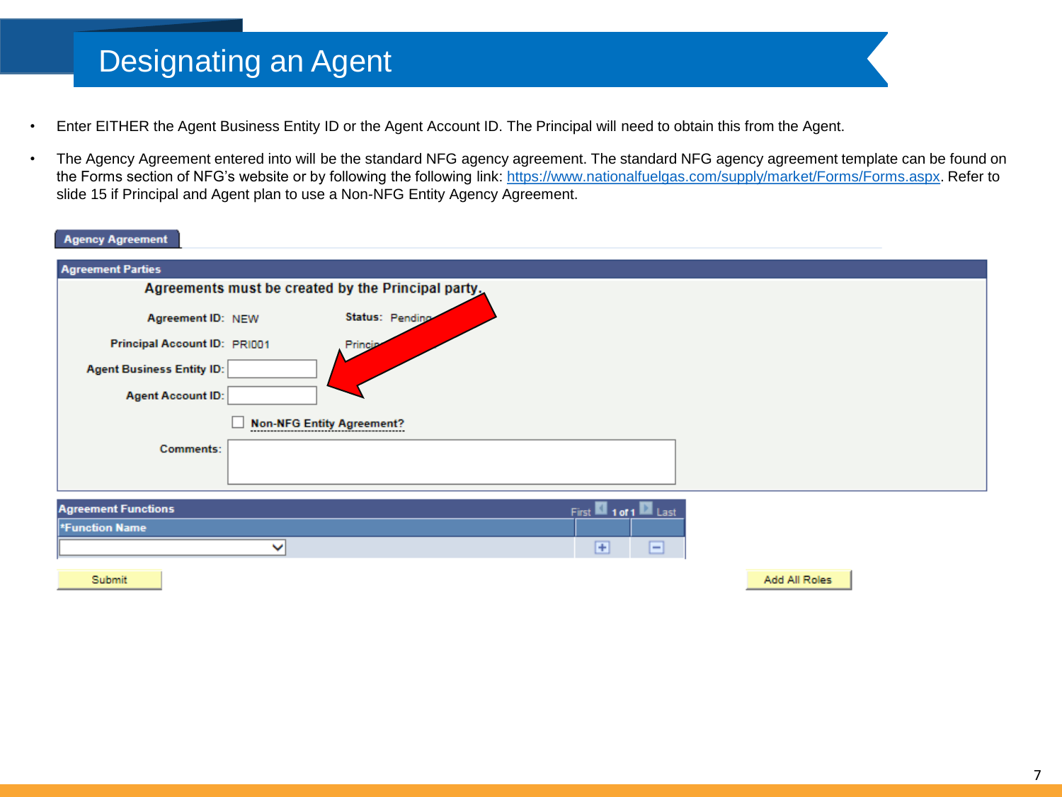# Designating an Agent

- Enter EITHER the Agent Business Entity ID or the Agent Account ID. The Principal will need to obtain this from the Agent.
- The Agency Agreement entered into will be the standard NFG agency agreement. The standard NFG agency agreement template can be found on the Forms section of NFG's website or by following the following link: https://www.nationalfuelgas.com/supply/market/Forms/Forms.aspx. Refer to slide 15 if Principal and Agent plan to use a Non-NFG Entity Agency Agreement.

**Agency Agreement**

**Agreement Parties**

**Agreements must be created by the Principal party.**

**Agreement ID:** NEW  **Status:** Pending

**Principal Account ID:** PRI001  Princip

**Agent Business Entity ID:**

**Agent Account ID:**

☐ **Non-NFG Entity Agreement?**

**Comments:**

**Agreement Functions**  First 1 of 1 Last

| *Function Name | | |
| --- | --- | --- |
| | + | − |

Submit  Add All Roles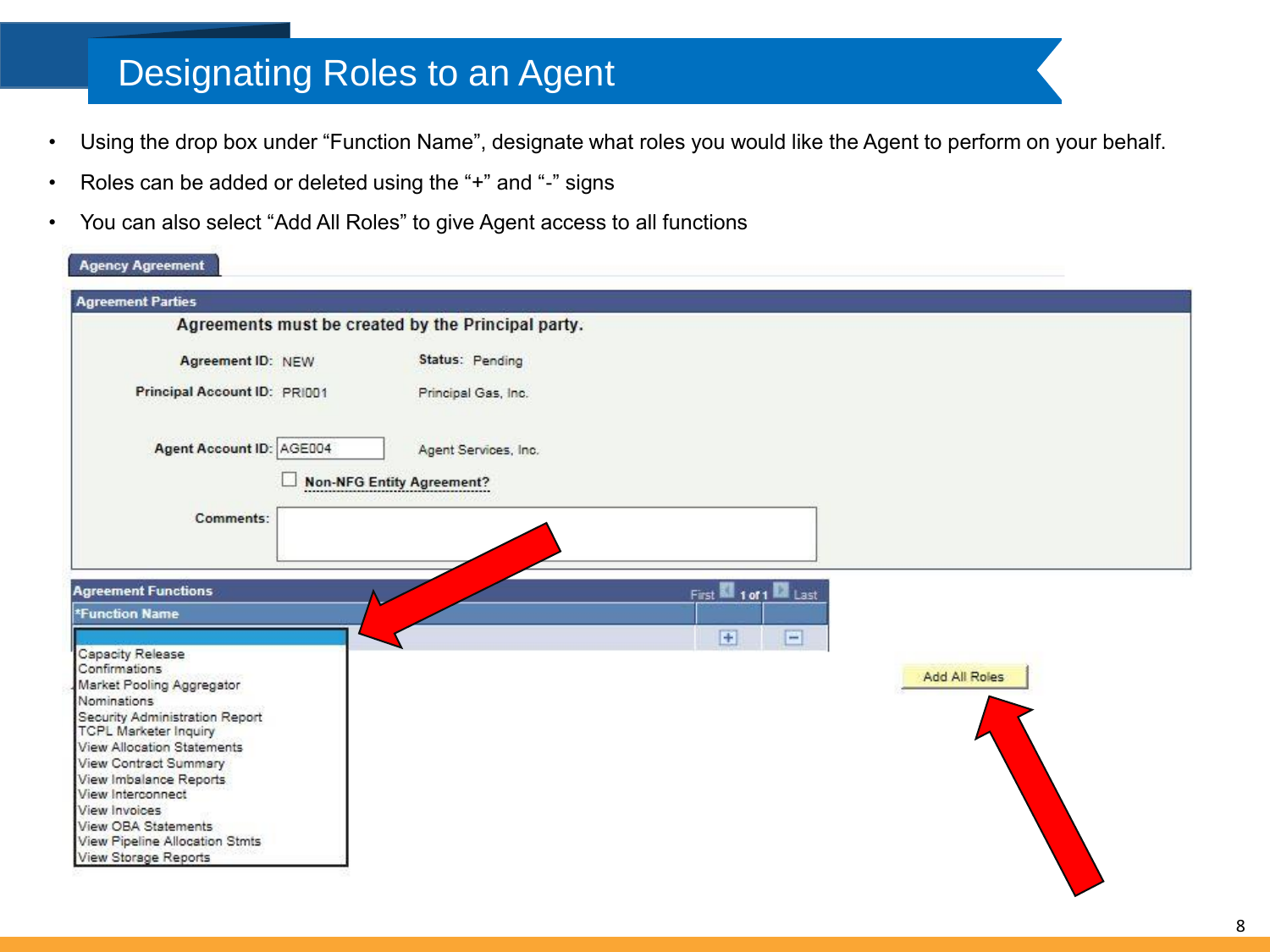# Designating Roles to an Agent

- Using the drop box under “Function Name”, designate what roles you would like the Agent to perform on your behalf.
- Roles can be added or deleted using the “+” and “-” signs
- You can also select “Add All Roles” to give Agent access to all functions

**Agency Agreement**

**Agreement Parties**

**Agreements must be created by the Principal party.**

**Agreement ID:** NEW **Status:** Pending

**Principal Account ID:** PRI001 Principal Gas, Inc.

**Agent Account ID:** AGE004 Agent Services, Inc.

☐ **Non-NFG Entity Agreement?**

**Comments:**

**Agreement Functions** First 1 of 1 Last

**\*Function Name**

- Capacity Release
- Confirmations
- Market Pooling Aggregator
- Nominations
- Security Administration Report
- TCPL Marketer Inquiry
- View Allocation Statements
- View Contract Summary
- View Imbalance Reports
- View Interconnect
- View Invoices
- View OBA Statements
- View Pipeline Allocation Stmts
- View Storage Reports

Add All Roles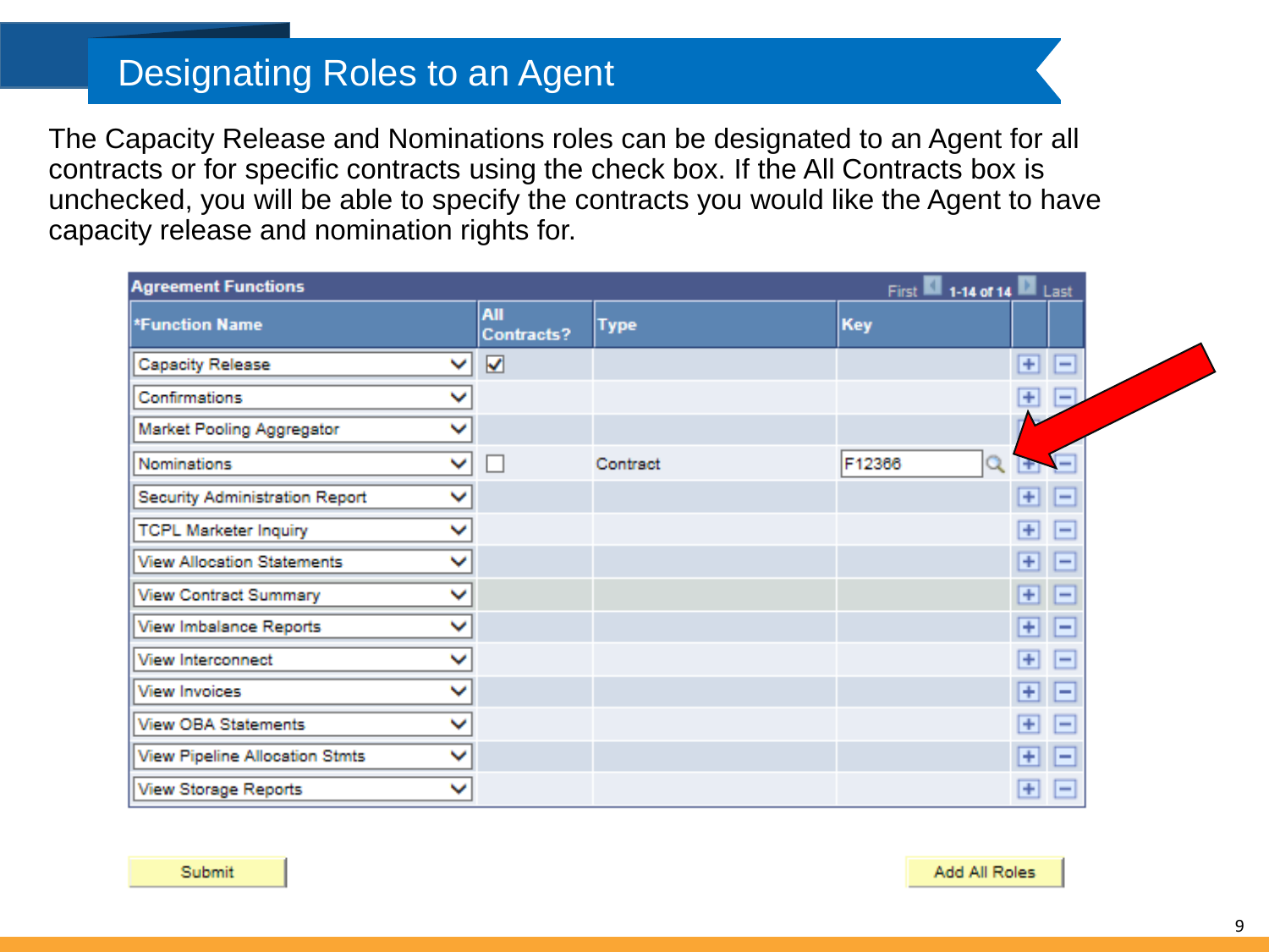# Designating Roles to an Agent

The Capacity Release and Nominations roles can be designated to an Agent for all contracts or for specific contracts using the check box. If the All Contracts box is unchecked, you will be able to specify the contracts you would like the Agent to have capacity release and nomination rights for.

**Agreement Functions** — First 1-14 of 14 Last

| *Function Name | All Contracts? | Type | Key | | |
|---|---|---|---|---|---|
| Capacity Release | ☑ | | | + | − |
| Confirmations | | | | + | − |
| Market Pooling Aggregator | | | | + | − |
| Nominations | ☐ | Contract | F12366 | + | − |
| Security Administration Report | | | | + | − |
| TCPL Marketer Inquiry | | | | + | − |
| View Allocation Statements | | | | + | − |
| View Contract Summary | | | | + | − |
| View Imbalance Reports | | | | + | − |
| View Interconnect | | | | + | − |
| View Invoices | | | | + | − |
| View OBA Statements | | | | + | − |
| View Pipeline Allocation Stmts | | | | + | − |
| View Storage Reports | | | | + | − |

Submit

Add All Roles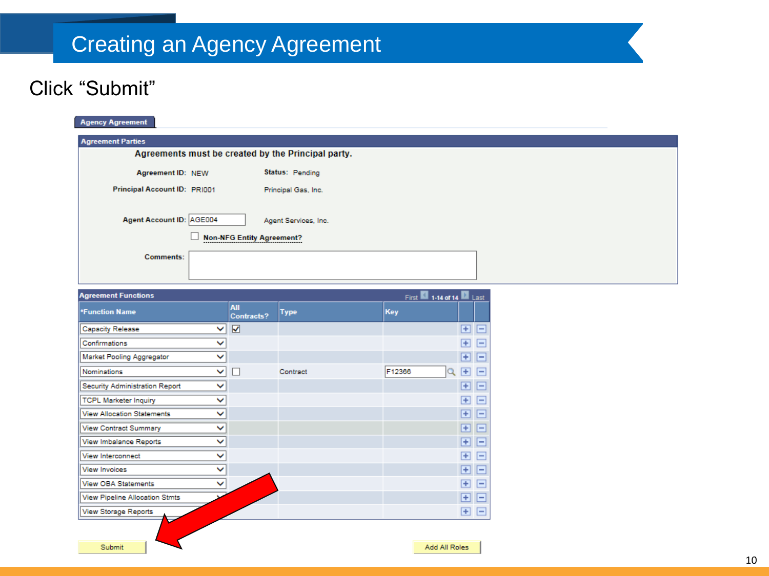# Creating an Agency Agreement

Click "Submit"

**Agency Agreement**

**Agreement Parties**

**Agreements must be created by the Principal party.**

**Agreement ID:** NEW **Status:** Pending

**Principal Account ID:** PRI001 Principal Gas, Inc.

**Agent Account ID:** AGE004 Agent Services, Inc.

☐ **Non-NFG Entity Agreement?**

**Comments:**

**Agreement Functions** First 1-14 of 14 Last

| *Function Name | All Contracts? | Type | Key |
|---|---|---|---|
| Capacity Release | ☑ | | |
| Confirmations | | | |
| Market Pooling Aggregator | | | |
| Nominations | ☐ | Contract | F12366 |
| Security Administration Report | | | |
| TCPL Marketer Inquiry | | | |
| View Allocation Statements | | | |
| View Contract Summary | | | |
| View Imbalance Reports | | | |
| View Interconnect | | | |
| View Invoices | | | |
| View OBA Statements | | | |
| View Pipeline Allocation Stmts | | | |
| View Storage Reports | | | |

Submit Add All Roles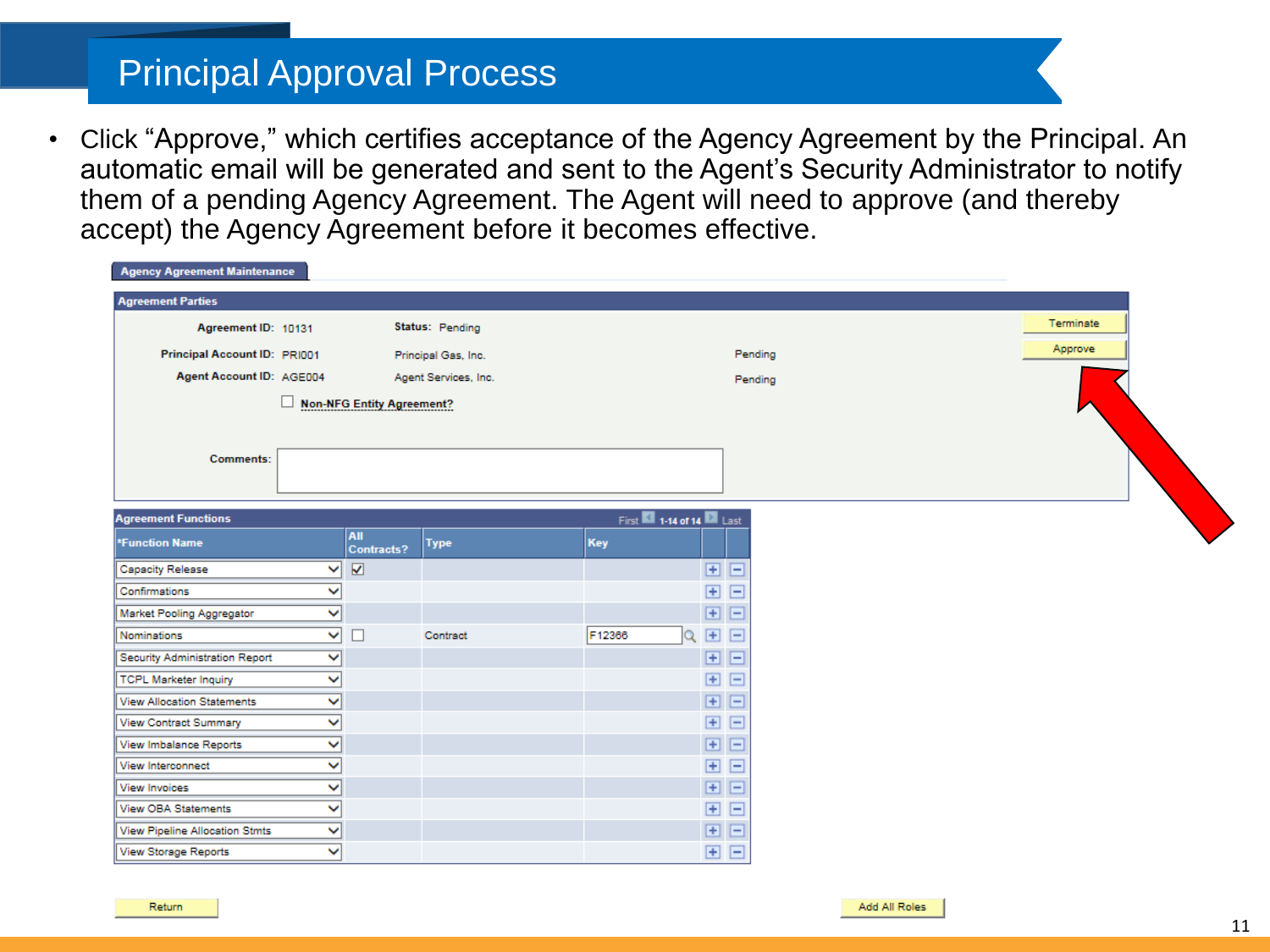# Principal Approval Process

- Click "Approve," which certifies acceptance of the Agency Agreement by the Principal. An automatic email will be generated and sent to the Agent's Security Administrator to notify them of a pending Agency Agreement. The Agent will need to approve (and thereby accept) the Agency Agreement before it becomes effective.

**Agency Agreement Maintenance**

**Agreement Parties**

**Agreement ID:** 10131 **Status:** Pending

**Principal Account ID:** PRI001 Principal Gas, Inc. Pending

**Agent Account ID:** AGE004 Agent Services, Inc. Pending

☐ Non-NFG Entity Agreement?

**Comments:**

Terminate

Approve

**Agreement Functions** First 1-14 of 14 Last

| *Function Name | All Contracts? | Type | Key |
|---|---|---|---|
| Capacity Release | ☑ | | |
| Confirmations | | | |
| Market Pooling Aggregator | | | |
| Nominations | ☐ | Contract | F12366 |
| Security Administration Report | | | |
| TCPL Marketer Inquiry | | | |
| View Allocation Statements | | | |
| View Contract Summary | | | |
| View Imbalance Reports | | | |
| View Interconnect | | | |
| View Invoices | | | |
| View OBA Statements | | | |
| View Pipeline Allocation Stmts | | | |
| View Storage Reports | | | |

Return

Add All Roles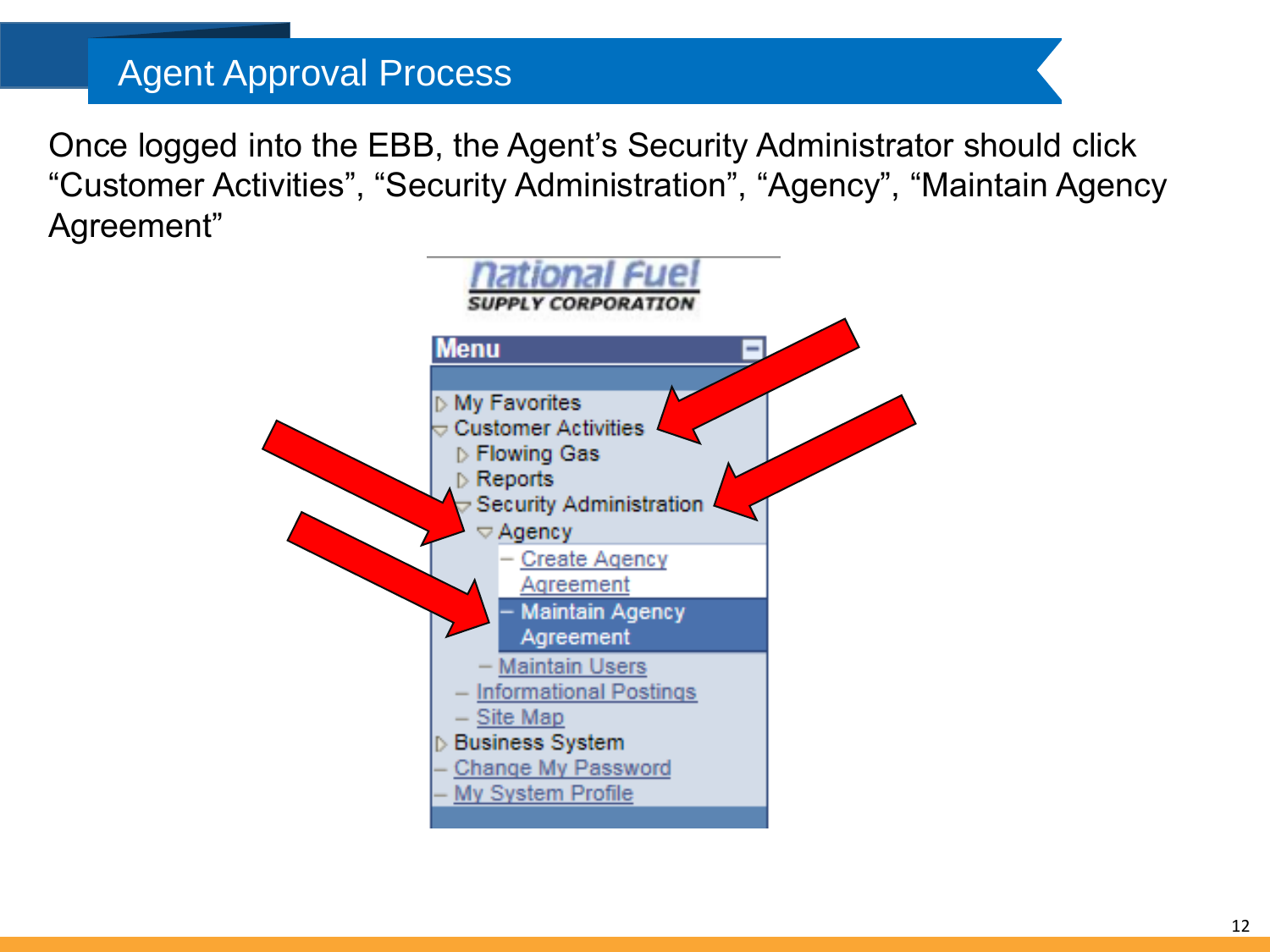# Agent Approval Process

Once logged into the EBB, the Agent's Security Administrator should click "Customer Activities", "Security Administration", "Agency", "Maintain Agency Agreement"

National Fuel
SUPPLY CORPORATION

Menu

- My Favorites
- Customer Activities
  - Flowing Gas
  - Reports
  - Security Administration
    - Agency
      - Create Agency Agreement
      - Maintain Agency Agreement
    - Maintain Users
  - Informational Postings
  - Site Map
- Business System
- Change My Password
- My System Profile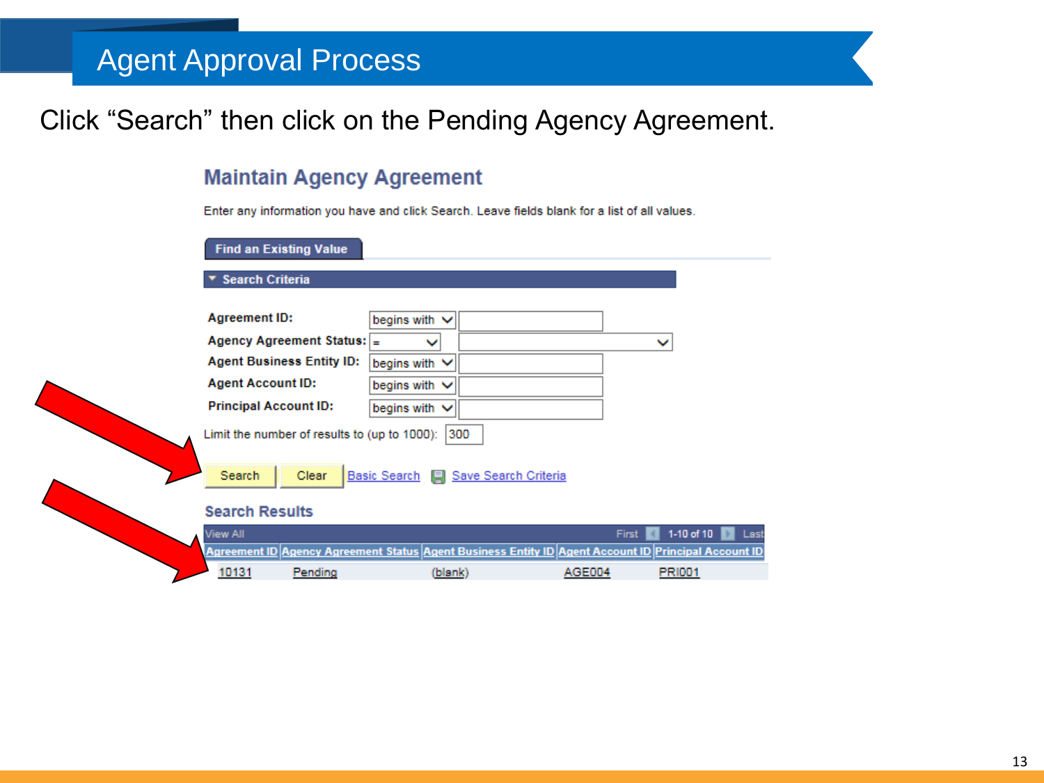# Agent Approval Process

Click "Search" then click on the Pending Agency Agreement.

## Maintain Agency Agreement

Enter any information you have and click Search. Leave fields blank for a list of all values.

**Find an Existing Value**

**Search Criteria**

| | | |
|---|---|---|
| **Agreement ID:** | begins with | |
| **Agency Agreement Status:** | = | |
| **Agent Business Entity ID:** | begins with | |
| **Agent Account ID:** | begins with | |
| **Principal Account ID:** | begins with | |

Limit the number of results to (up to 1000): 300

Search | Clear | Basic Search | Save Search Criteria

### Search Results

View All — First 1-10 of 10 Last

| Agreement ID | Agency Agreement Status | Agent Business Entity ID | Agent Account ID | Principal Account ID |
|---|---|---|---|---|
| 10131 | Pending | (blank) | AGE004 | PRI001 |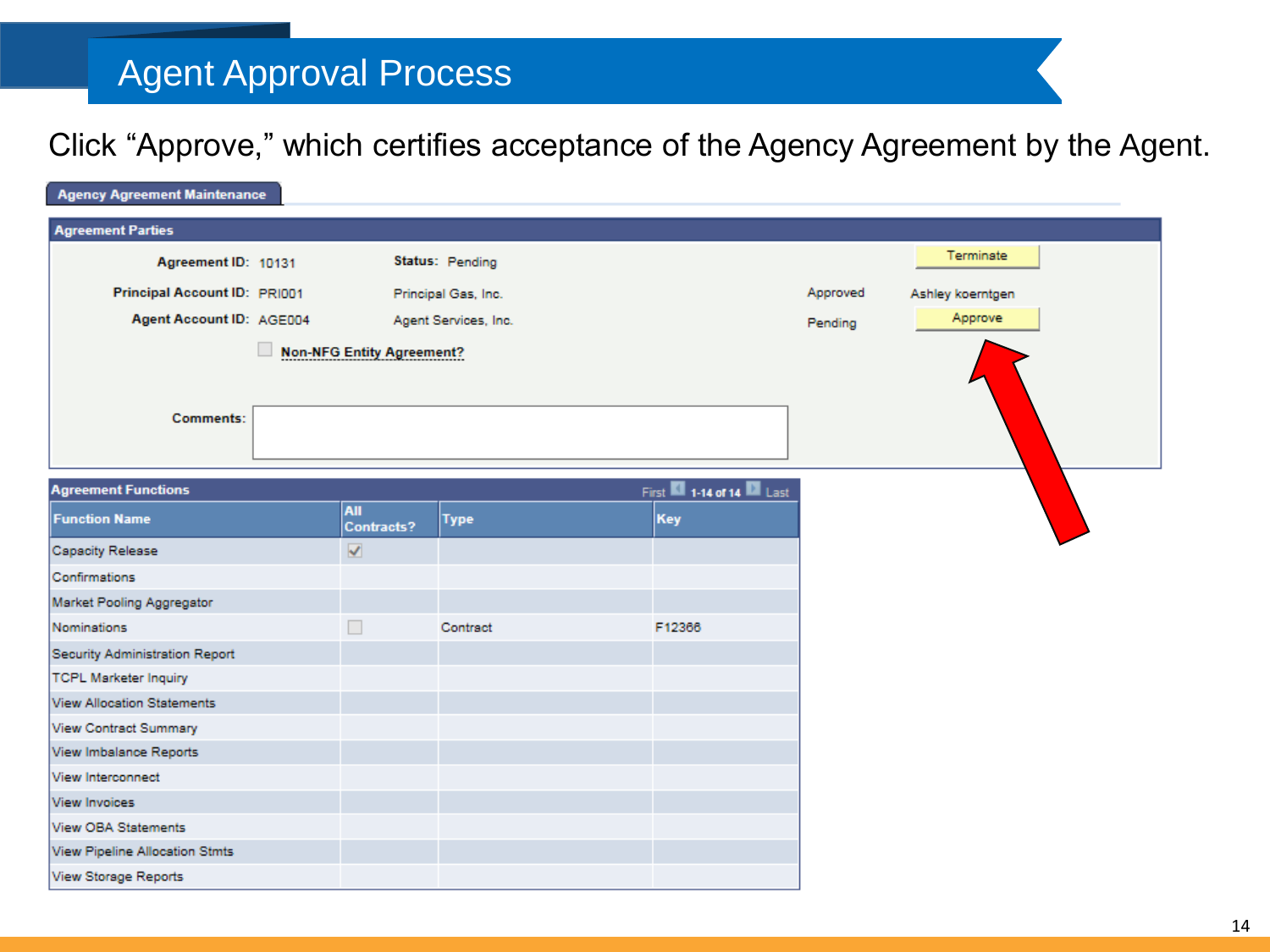# Agent Approval Process

Click “Approve,” which certifies acceptance of the Agency Agreement by the Agent.

**Agency Agreement Maintenance**

**Agreement Parties**

**Agreement ID:** 10131 **Status:** Pending Terminate

**Principal Account ID:** PRI001 Principal Gas, Inc. Approved Ashley koerntgen

**Agent Account ID:** AGE004 Agent Services, Inc. Pending Approve

Non-NFG Entity Agreement?

**Comments:**

**Agreement Functions** First 1-14 of 14 Last

| Function Name | All Contracts? | Type | Key |
|---|---|---|---|
| Capacity Release | ☑ | | |
| Confirmations | | | |
| Market Pooling Aggregator | | | |
| Nominations | ☐ | Contract | F12366 |
| Security Administration Report | | | |
| TCPL Marketer Inquiry | | | |
| View Allocation Statements | | | |
| View Contract Summary | | | |
| View Imbalance Reports | | | |
| View Interconnect | | | |
| View Invoices | | | |
| View OBA Statements | | | |
| View Pipeline Allocation Stmts | | | |
| View Storage Reports | | | |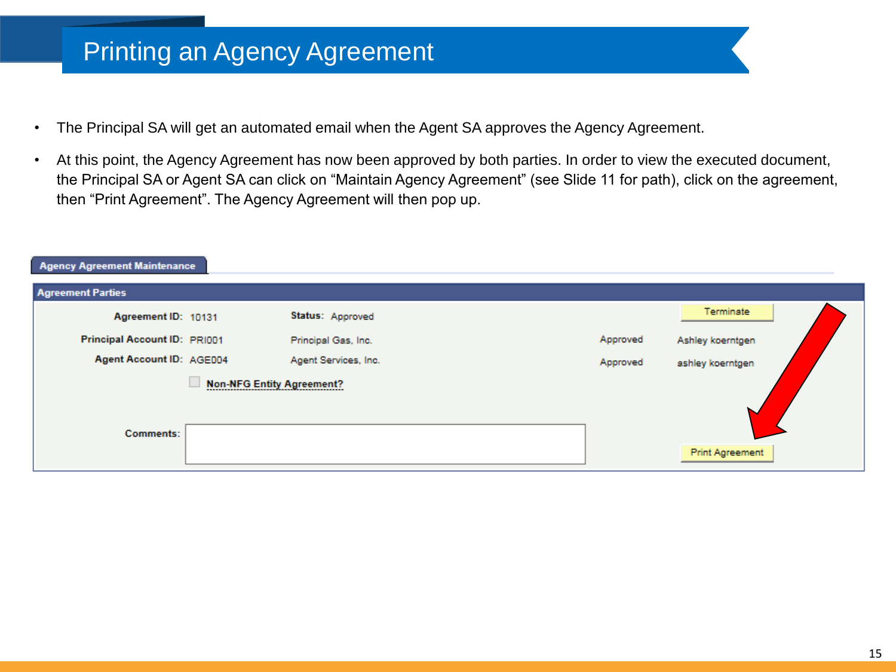# Printing an Agency Agreement

- The Principal SA will get an automated email when the Agent SA approves the Agency Agreement.
- At this point, the Agency Agreement has now been approved by both parties. In order to view the executed document, the Principal SA or Agent SA can click on "Maintain Agency Agreement" (see Slide 11 for path), click on the agreement, then "Print Agreement". The Agency Agreement will then pop up.

**Agency Agreement Maintenance**

**Agreement Parties**

| | | | | |
|---|---|---|---|---|
| **Agreement ID:** 10131 | **Status:** Approved | | | Terminate |
| **Principal Account ID:** PRI001 | Principal Gas, Inc. | Approved | Ashley koerntgen | |
| **Agent Account ID:** AGE004 | Agent Services, Inc. | Approved | ashley koerntgen | |

☐ Non-NFG Entity Agreement?

**Comments:**

Print Agreement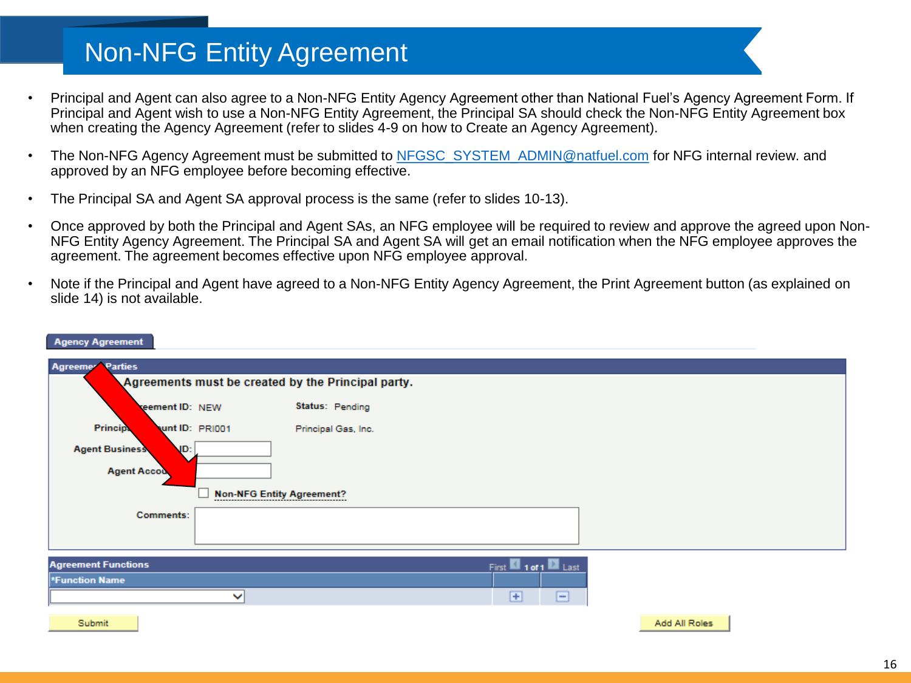# Non-NFG Entity Agreement

- Principal and Agent can also agree to a Non-NFG Entity Agency Agreement other than National Fuel's Agency Agreement Form. If Principal and Agent wish to use a Non-NFG Entity Agreement, the Principal SA should check the Non-NFG Entity Agreement box when creating the Agency Agreement (refer to slides 4-9 on how to Create an Agency Agreement).
- The Non-NFG Agency Agreement must be submitted to NFGSC_SYSTEM_ADMIN@natfuel.com for NFG internal review. and approved by an NFG employee before becoming effective.
- The Principal SA and Agent SA approval process is the same (refer to slides 10-13).
- Once approved by both the Principal and Agent SAs, an NFG employee will be required to review and approve the agreed upon Non-NFG Entity Agency Agreement. The Principal SA and Agent SA will get an email notification when the NFG employee approves the agreement. The agreement becomes effective upon NFG employee approval.
- Note if the Principal and Agent have agreed to a Non-NFG Entity Agency Agreement, the Print Agreement button (as explained on slide 14) is not available.

**Agency Agreement**

**Agreement Parties**

**Agreements must be created by the Principal party.**

Agreement ID: NEW    Status: Pending

Principal Account ID: PRI001    Principal Gas, Inc.

Agent Business ID:

Agent Account:

☐ Non-NFG Entity Agreement?

Comments:

**Agreement Functions**    First 1 of 1 Last

*Function Name

Submit    Add All Roles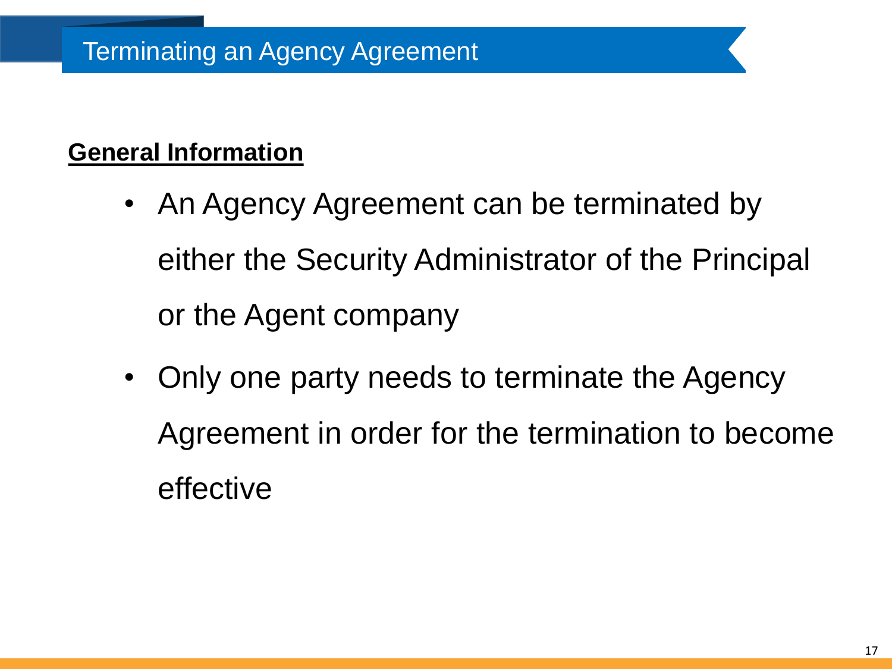# Terminating an Agency Agreement

**General Information**

- An Agency Agreement can be terminated by either the Security Administrator of the Principal or the Agent company
- Only one party needs to terminate the Agency Agreement in order for the termination to become effective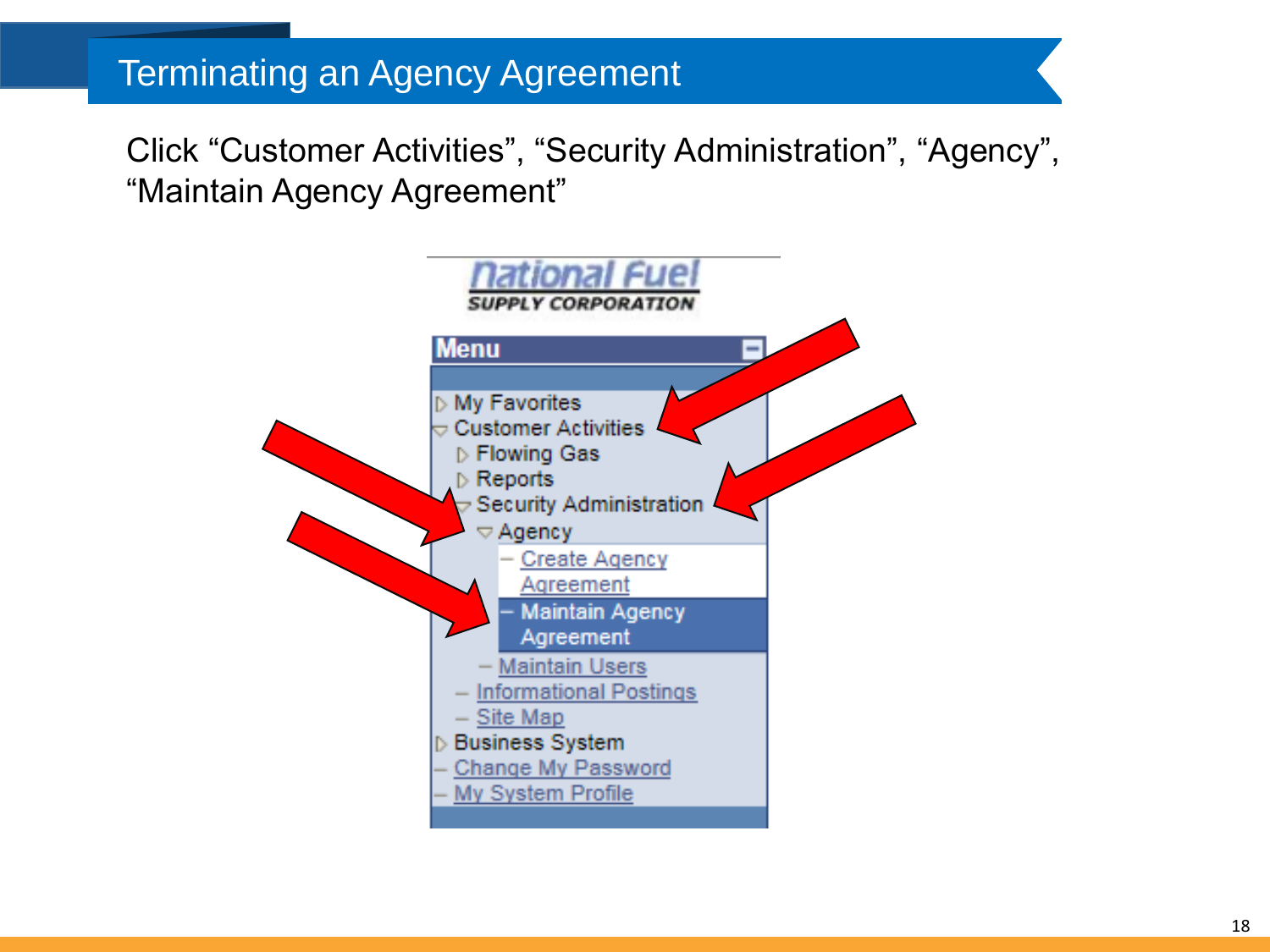# Terminating an Agency Agreement

Click "Customer Activities", "Security Administration", "Agency", "Maintain Agency Agreement"

National Fuel
SUPPLY CORPORATION

**Menu**

- My Favorites
- Customer Activities
  - Flowing Gas
  - Reports
  - Security Administration
    - Agency
      - Create Agency Agreement
      - Maintain Agency Agreement
    - Maintain Users
  - Informational Postings
  - Site Map
- Business System
- Change My Password
- My System Profile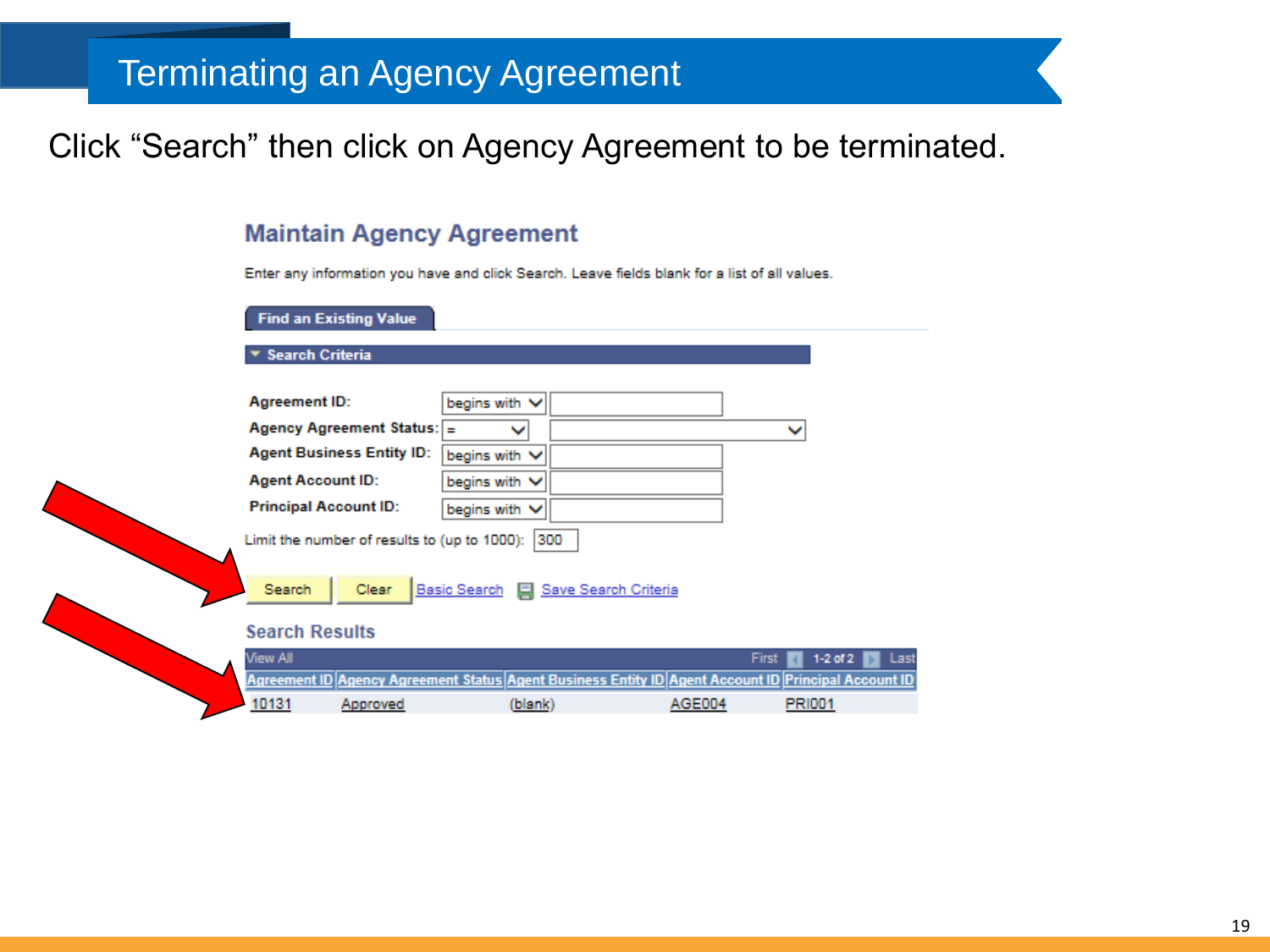# Terminating an Agency Agreement

Click “Search” then click on Agency Agreement to be terminated.

## Maintain Agency Agreement

Enter any information you have and click Search. Leave fields blank for a list of all values.

**Find an Existing Value**

**Search Criteria**

| | | |
|---|---|---|
| **Agreement ID:** | begins with | |
| **Agency Agreement Status:** | = | |
| **Agent Business Entity ID:** | begins with | |
| **Agent Account ID:** | begins with | |
| **Principal Account ID:** | begins with | |

Limit the number of results to (up to 1000): 300

Search | Clear | Basic Search | Save Search Criteria

**Search Results**

View All — First 1-2 of 2 Last

| Agreement ID | Agency Agreement Status | Agent Business Entity ID | Agent Account ID | Principal Account ID |
|---|---|---|---|---|
| 10131 | Approved | (blank) | AGE004 | PRI001 |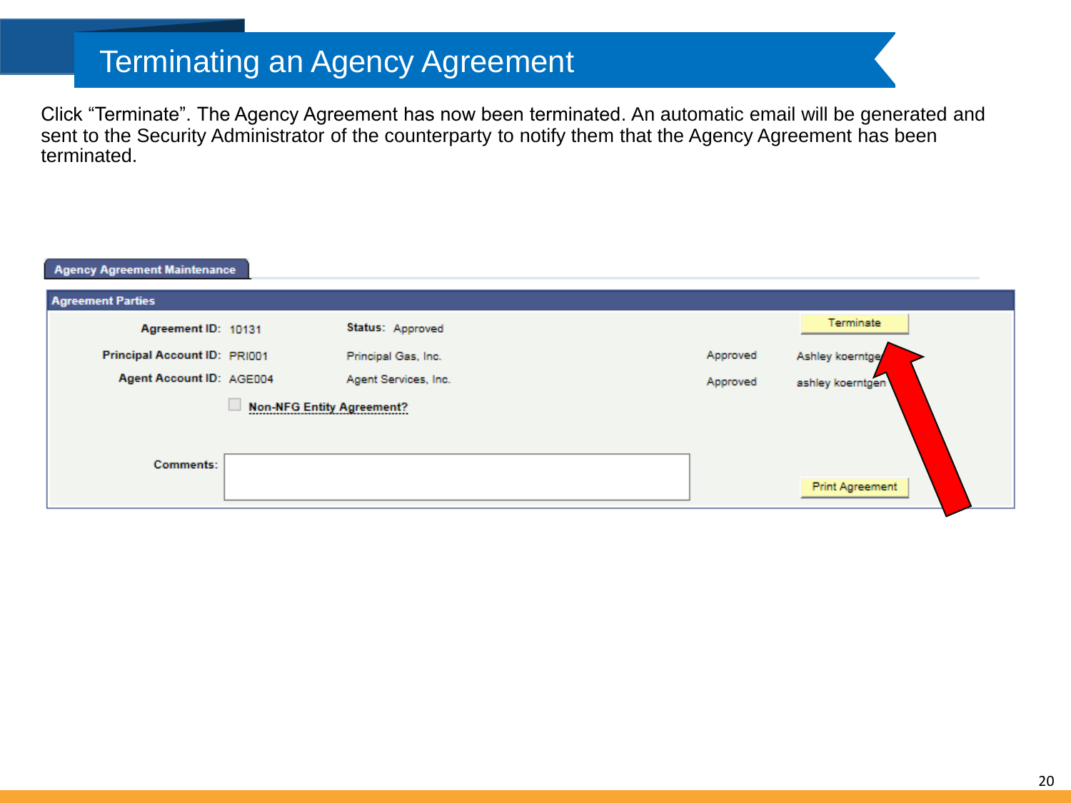# Terminating an Agency Agreement

Click “Terminate”. The Agency Agreement has now been terminated. An automatic email will be generated and sent to the Security Administrator of the counterparty to notify them that the Agency Agreement has been terminated.

**Agency Agreement Maintenance**

**Agreement Parties**

| | | | | |
|---|---|---|---|---|
| **Agreement ID:** 10131 | **Status:** Approved | | | Terminate |
| **Principal Account ID:** PRI001 | Principal Gas, Inc. | Approved | Ashley koerntgen | |
| **Agent Account ID:** AGE004 | Agent Services, Inc. | Approved | ashley koerntgen | |

Non-NFG Entity Agreement?

**Comments:**

Print Agreement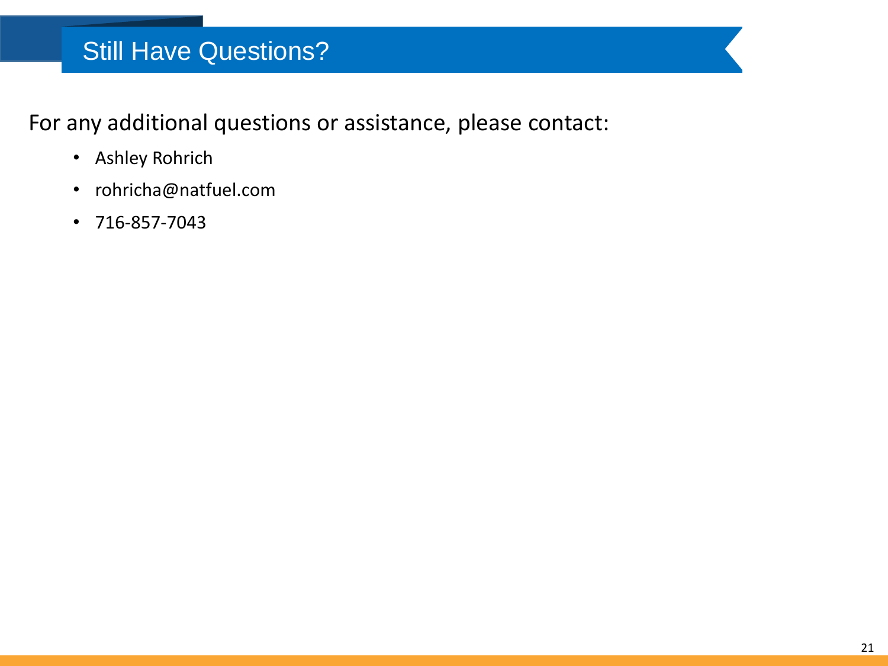# Still Have Questions?

For any additional questions or assistance, please contact:

- Ashley Rohrich
- rohricha@natfuel.com
- 716-857-7043